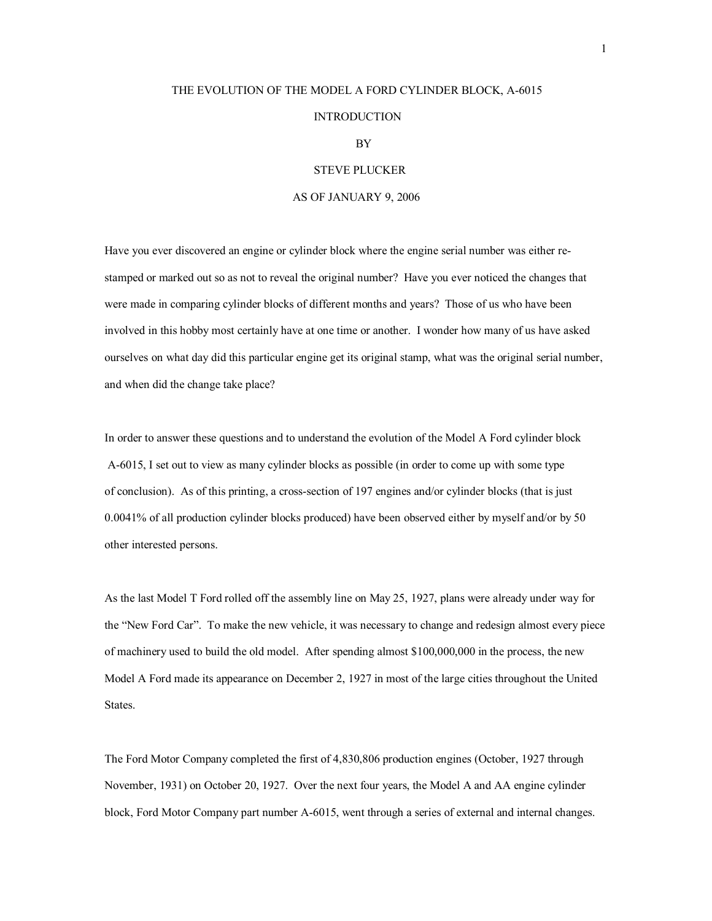# THE EVOLUTION OF THE MODEL A FORD CYLINDER BLOCK, A-6015

## INTRODUCTION

BY

STEVE PLUCKER

AS OF JANUARY 9, 2006

Have you ever discovered an engine or cylinder block where the engine serial number was either re-stamped or marked out so as not to reveal the original number? Have you ever noticed the changes that were made in comparing cylinder blocks of different months and years? Those of us who have been involved in this hobby most certainly have at one time or another. I wonder how many of us have asked ourselves on what day did this particular engine get its original stamp, what was the original serial number, and when did the change take place?

In order to answer these questions and to understand the evolution of the Model A Ford cylinder block A-6015, I set out to view as many cylinder blocks as possible (in order to come up with some type of conclusion). As of this printing, a cross-section of 197 engines and/or cylinder blocks (that is just 0.0041% of all production cylinder blocks produced) have been observed either by myself and/or by 50 other interested persons.

As the last Model T Ford rolled off the assembly line on May 25, 1927, plans were already under way for the "New Ford Car". To make the new vehicle, it was necessary to change and redesign almost every piece of machinery used to build the old model. After spending almost $100,000,000 in the process, the new Model A Ford made its appearance on December 2, 1927 in most of the large cities throughout the United States.

The Ford Motor Company completed the first of 4,830,806 production engines (October, 1927 through November, 1931) on October 20, 1927. Over the next four years, the Model A and AA engine cylinder block, Ford Motor Company part number A-6015, went through a series of external and internal changes.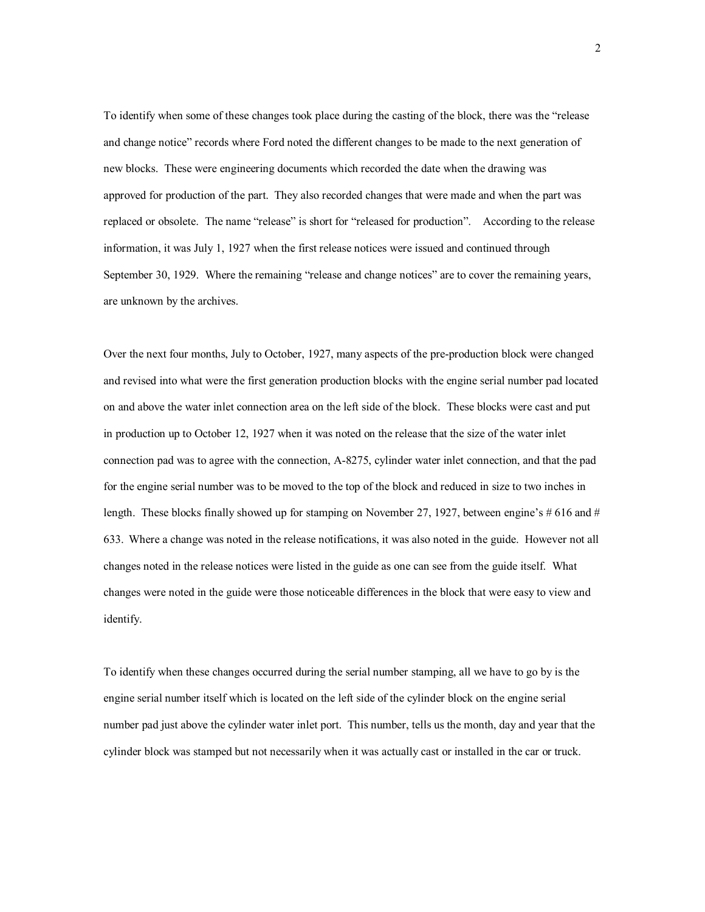To identify when some of these changes took place during the casting of the block, there was the "release and change notice" records where Ford noted the different changes to be made to the next generation of new blocks. These were engineering documents which recorded the date when the drawing was approved for production of the part. They also recorded changes that were made and when the part was replaced or obsolete. The name "release" is short for "released for production". According to the release information, it was July 1, 1927 when the first release notices were issued and continued through September 30, 1929. Where the remaining "release and change notices" are to cover the remaining years, are unknown by the archives.

Over the next four months, July to October, 1927, many aspects of the pre-production block were changed and revised into what were the first generation production blocks with the engine serial number pad located on and above the water inlet connection area on the left side of the block. These blocks were cast and put in production up to October 12, 1927 when it was noted on the release that the size of the water inlet connection pad was to agree with the connection, A-8275, cylinder water inlet connection, and that the pad for the engine serial number was to be moved to the top of the block and reduced in size to two inches in length. These blocks finally showed up for stamping on November 27, 1927, between engine's # 616 and # 633. Where a change was noted in the release notifications, it was also noted in the guide. However not all changes noted in the release notices were listed in the guide as one can see from the guide itself. What changes were noted in the guide were those noticeable differences in the block that were easy to view and identify.

To identify when these changes occurred during the serial number stamping, all we have to go by is the engine serial number itself which is located on the left side of the cylinder block on the engine serial number pad just above the cylinder water inlet port. This number, tells us the month, day and year that the cylinder block was stamped but not necessarily when it was actually cast or installed in the car or truck.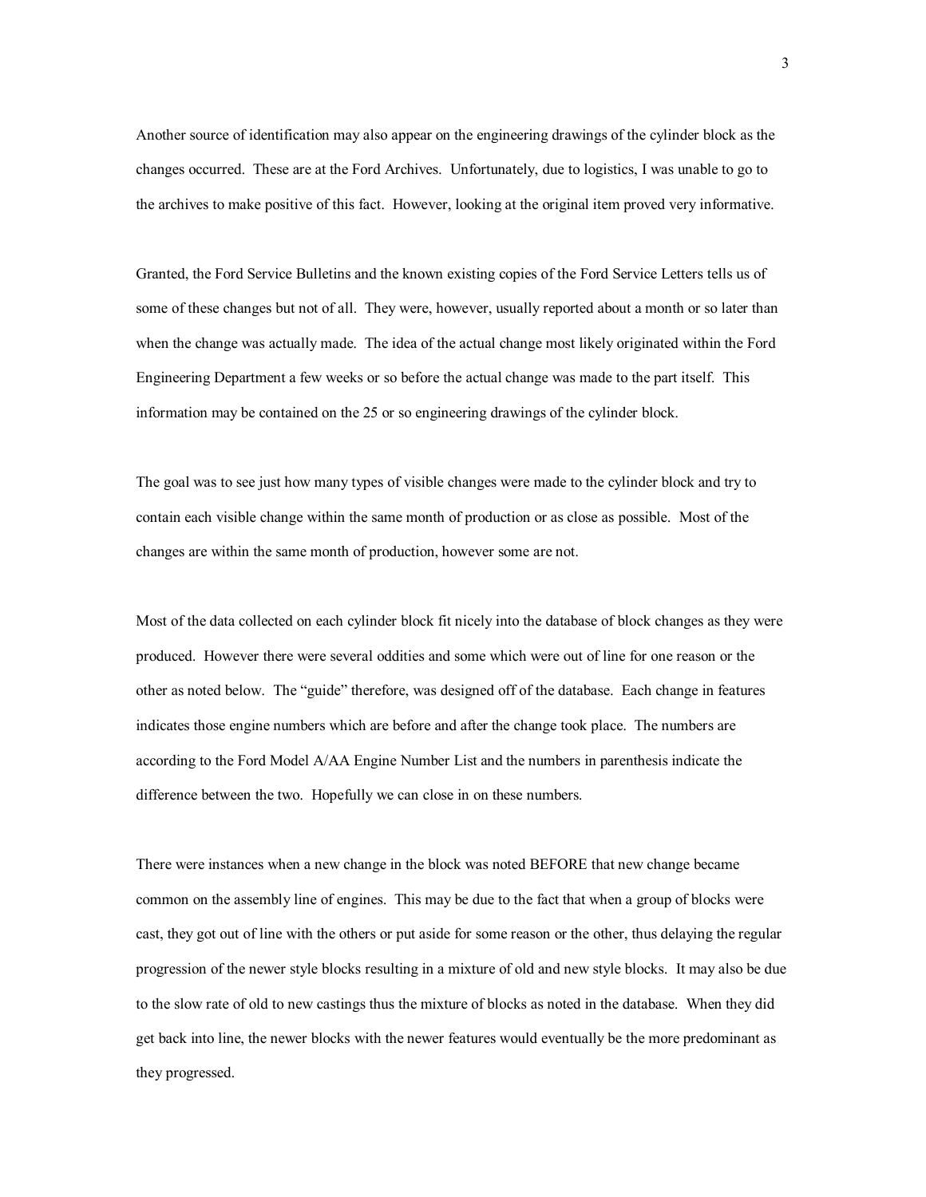Another source of identification may also appear on the engineering drawings of the cylinder block as the changes occurred. These are at the Ford Archives. Unfortunately, due to logistics, I was unable to go to the archives to make positive of this fact. However, looking at the original item proved very informative.

Granted, the Ford Service Bulletins and the known existing copies of the Ford Service Letters tells us of some of these changes but not of all. They were, however, usually reported about a month or so later than when the change was actually made. The idea of the actual change most likely originated within the Ford Engineering Department a few weeks or so before the actual change was made to the part itself. This information may be contained on the 25 or so engineering drawings of the cylinder block.

The goal was to see just how many types of visible changes were made to the cylinder block and try to contain each visible change within the same month of production or as close as possible. Most of the changes are within the same month of production, however some are not.

Most of the data collected on each cylinder block fit nicely into the database of block changes as they were produced. However there were several oddities and some which were out of line for one reason or the other as noted below. The "guide" therefore, was designed off of the database. Each change in features indicates those engine numbers which are before and after the change took place. The numbers are according to the Ford Model A/AA Engine Number List and the numbers in parenthesis indicate the difference between the two. Hopefully we can close in on these numbers.

There were instances when a new change in the block was noted BEFORE that new change became common on the assembly line of engines. This may be due to the fact that when a group of blocks were cast, they got out of line with the others or put aside for some reason or the other, thus delaying the regular progression of the newer style blocks resulting in a mixture of old and new style blocks. It may also be due to the slow rate of old to new castings thus the mixture of blocks as noted in the database. When they did get back into line, the newer blocks with the newer features would eventually be the more predominant as they progressed.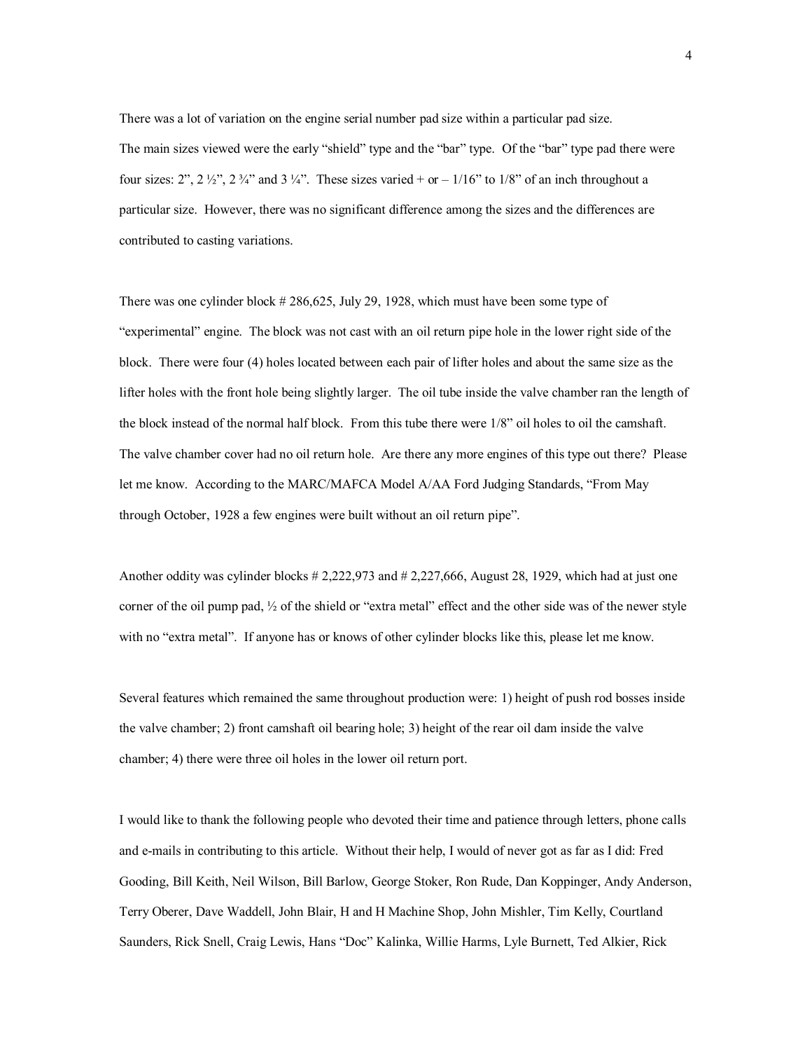There was a lot of variation on the engine serial number pad size within a particular pad size. The main sizes viewed were the early "shield" type and the "bar" type. Of the "bar" type pad there were four sizes: 2", 2 ½", 2 ¾" and 3 ¼". These sizes varied + or – 1/16" to 1/8" of an inch throughout a particular size. However, there was no significant difference among the sizes and the differences are contributed to casting variations.

There was one cylinder block # 286,625, July 29, 1928, which must have been some type of "experimental" engine. The block was not cast with an oil return pipe hole in the lower right side of the block. There were four (4) holes located between each pair of lifter holes and about the same size as the lifter holes with the front hole being slightly larger. The oil tube inside the valve chamber ran the length of the block instead of the normal half block. From this tube there were 1/8" oil holes to oil the camshaft. The valve chamber cover had no oil return hole. Are there any more engines of this type out there? Please let me know. According to the MARC/MAFCA Model A/AA Ford Judging Standards, "From May through October, 1928 a few engines were built without an oil return pipe".

Another oddity was cylinder blocks # 2,222,973 and # 2,227,666, August 28, 1929, which had at just one corner of the oil pump pad, ½ of the shield or "extra metal" effect and the other side was of the newer style with no "extra metal". If anyone has or knows of other cylinder blocks like this, please let me know.

Several features which remained the same throughout production were: 1) height of push rod bosses inside the valve chamber; 2) front camshaft oil bearing hole; 3) height of the rear oil dam inside the valve chamber; 4) there were three oil holes in the lower oil return port.

I would like to thank the following people who devoted their time and patience through letters, phone calls and e-mails in contributing to this article. Without their help, I would of never got as far as I did: Fred Gooding, Bill Keith, Neil Wilson, Bill Barlow, George Stoker, Ron Rude, Dan Koppinger, Andy Anderson, Terry Oberer, Dave Waddell, John Blair, H and H Machine Shop, John Mishler, Tim Kelly, Courtland Saunders, Rick Snell, Craig Lewis, Hans "Doc" Kalinka, Willie Harms, Lyle Burnett, Ted Alkier, Rick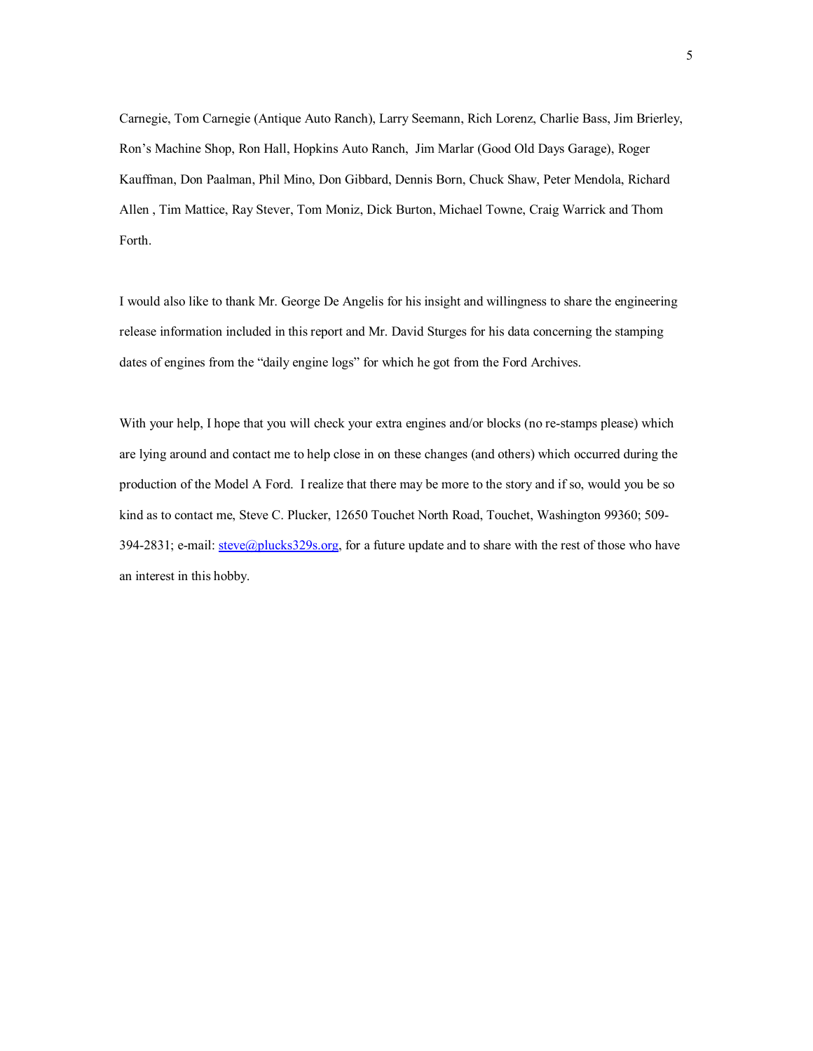Carnegie, Tom Carnegie (Antique Auto Ranch), Larry Seemann, Rich Lorenz, Charlie Bass, Jim Brierley, Ron's Machine Shop, Ron Hall, Hopkins Auto Ranch, Jim Marlar (Good Old Days Garage), Roger Kauffman, Don Paalman, Phil Mino, Don Gibbard, Dennis Born, Chuck Shaw, Peter Mendola, Richard Allen , Tim Mattice, Ray Stever, Tom Moniz, Dick Burton, Michael Towne, Craig Warrick and Thom Forth.

I would also like to thank Mr. George De Angelis for his insight and willingness to share the engineering release information included in this report and Mr. David Sturges for his data concerning the stamping dates of engines from the "daily engine logs" for which he got from the Ford Archives.

With your help, I hope that you will check your extra engines and/or blocks (no re-stamps please) which are lying around and contact me to help close in on these changes (and others) which occurred during the production of the Model A Ford. I realize that there may be more to the story and if so, would you be so kind as to contact me, Steve C. Plucker, 12650 Touchet North Road, Touchet, Washington 99360; 509-394-2831; e-mail: steve@plucks329s.org, for a future update and to share with the rest of those who have an interest in this hobby.